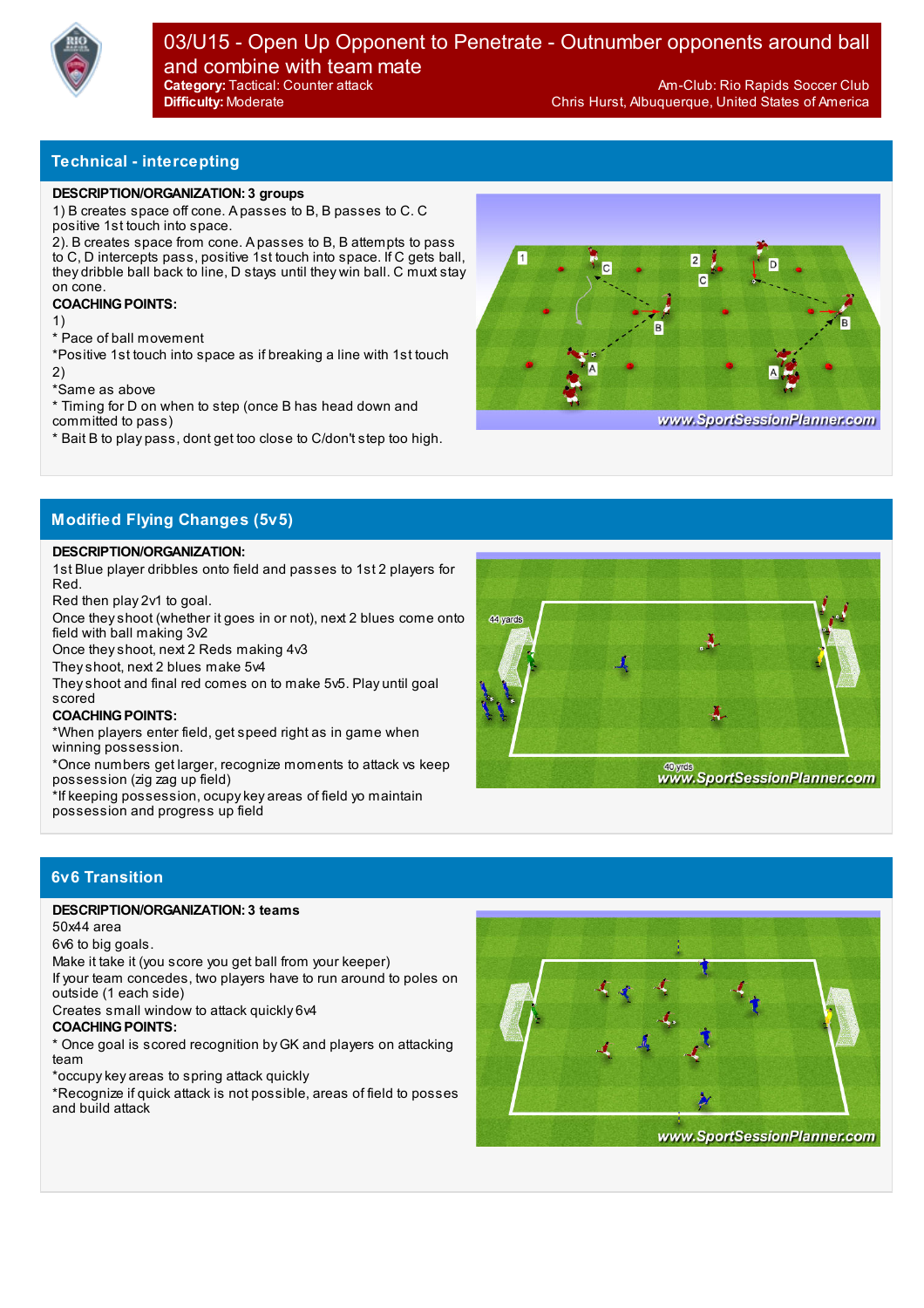# 03/U15 - Open Up Opponent to Penetrate - Outnumber opponents around ball and combine with team mate

**Category:** Tactical: Counter attack
**Difficulty:** Moderate

Am-Club: Rio Rapids Soccer Club
Chris Hurst, Albuquerque, United States of America

## Technical - intercepting

**DESCRIPTION/ORGANIZATION: 3 groups**

1) B creates space off cone. A passes to B, B passes to C. C positive 1st touch into space.

2). B creates space from cone. A passes to B, B attempts to pass to C, D intercepts pass, positive 1st touch into space. If C gets ball, they dribble ball back to line, D stays until they win ball. C muxt stay on cone.

**COACHING POINTS:**

1)

* Pace of ball movement

*Positive 1st touch into space as if breaking a line with 1st touch

2)

*Same as above

* Timing for D on when to step (once B has head down and committed to pass)

* Bait B to play pass, dont get too close to C/don't step too high.

## Modified Flying Changes (5v5)

**DESCRIPTION/ORGANIZATION:**

1st Blue player dribbles onto field and passes to 1st 2 players for Red.

Red then play 2v1 to goal.

Once they shoot (whether it goes in or not), next 2 blues come onto field with ball making 3v2

Once they shoot, next 2 Reds making 4v3

They shoot, next 2 blues make 5v4

They shoot and final red comes on to make 5v5. Play until goal scored

**COACHING POINTS:**

*When players enter field, get speed right as in game when winning possession.

*Once numbers get larger, recognize moments to attack vs keep possession (zig zag up field)

*If keeping possession, ocupy key areas of field yo maintain possession and progress up field

## 6v6 Transition

**DESCRIPTION/ORGANIZATION: 3 teams**

50x44 area

6v6 to big goals.

Make it take it (you score you get ball from your keeper)

If your team concedes, two players have to run around to poles on outside (1 each side)

Creates small window to attack quickly 6v4

**COACHING POINTS:**

* Once goal is scored recognition by GK and players on attacking team

*occupy key areas to spring attack quickly

*Recognize if quick attack is not possible, areas of field to posses and build attack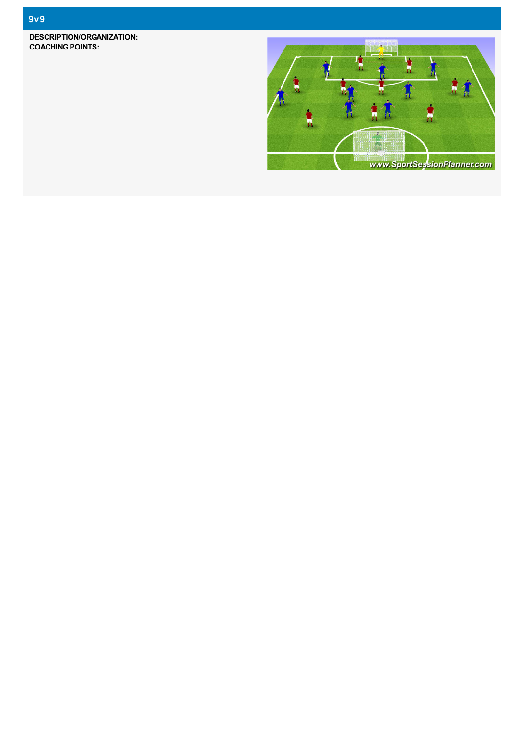## 9v9

**DESCRIPTION/ORGANIZATION:**

**COACHING POINTS:**